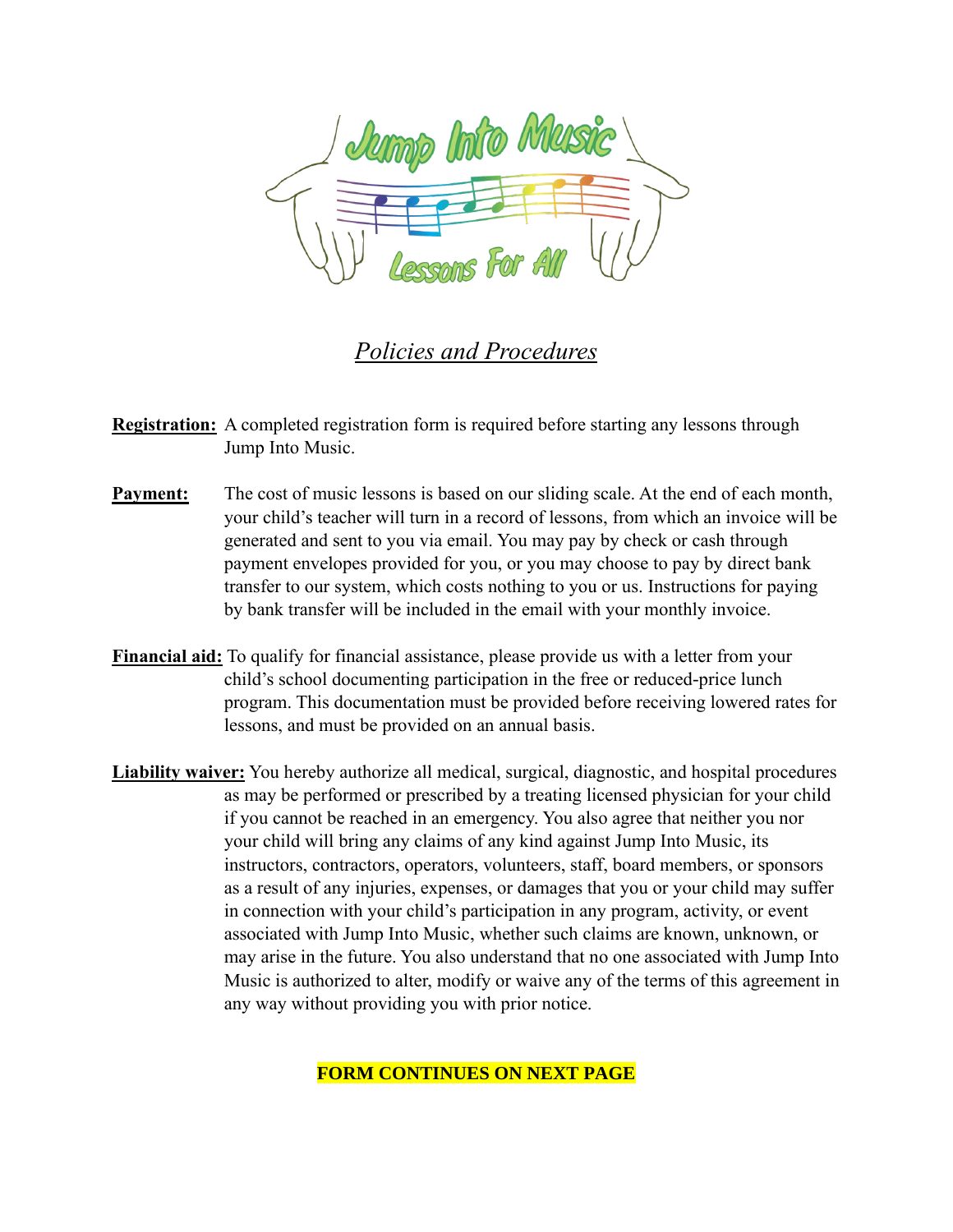Jump Into Music

Lessons For All

# *Policies and Procedures*

**Registration:** A completed registration form is required before starting any lessons through Jump Into Music.

**Payment:** The cost of music lessons is based on our sliding scale. At the end of each month, your child's teacher will turn in a record of lessons, from which an invoice will be generated and sent to you via email. You may pay by check or cash through payment envelopes provided for you, or you may choose to pay by direct bank transfer to our system, which costs nothing to you or us. Instructions for paying by bank transfer will be included in the email with your monthly invoice.

**Financial aid:** To qualify for financial assistance, please provide us with a letter from your child's school documenting participation in the free or reduced-price lunch program. This documentation must be provided before receiving lowered rates for lessons, and must be provided on an annual basis.

**Liability waiver:** You hereby authorize all medical, surgical, diagnostic, and hospital procedures as may be performed or prescribed by a treating licensed physician for your child if you cannot be reached in an emergency. You also agree that neither you nor your child will bring any claims of any kind against Jump Into Music, its instructors, contractors, operators, volunteers, staff, board members, or sponsors as a result of any injuries, expenses, or damages that you or your child may suffer in connection with your child's participation in any program, activity, or event associated with Jump Into Music, whether such claims are known, unknown, or may arise in the future. You also understand that no one associated with Jump Into Music is authorized to alter, modify or waive any of the terms of this agreement in any way without providing you with prior notice.

**FORM CONTINUES ON NEXT PAGE**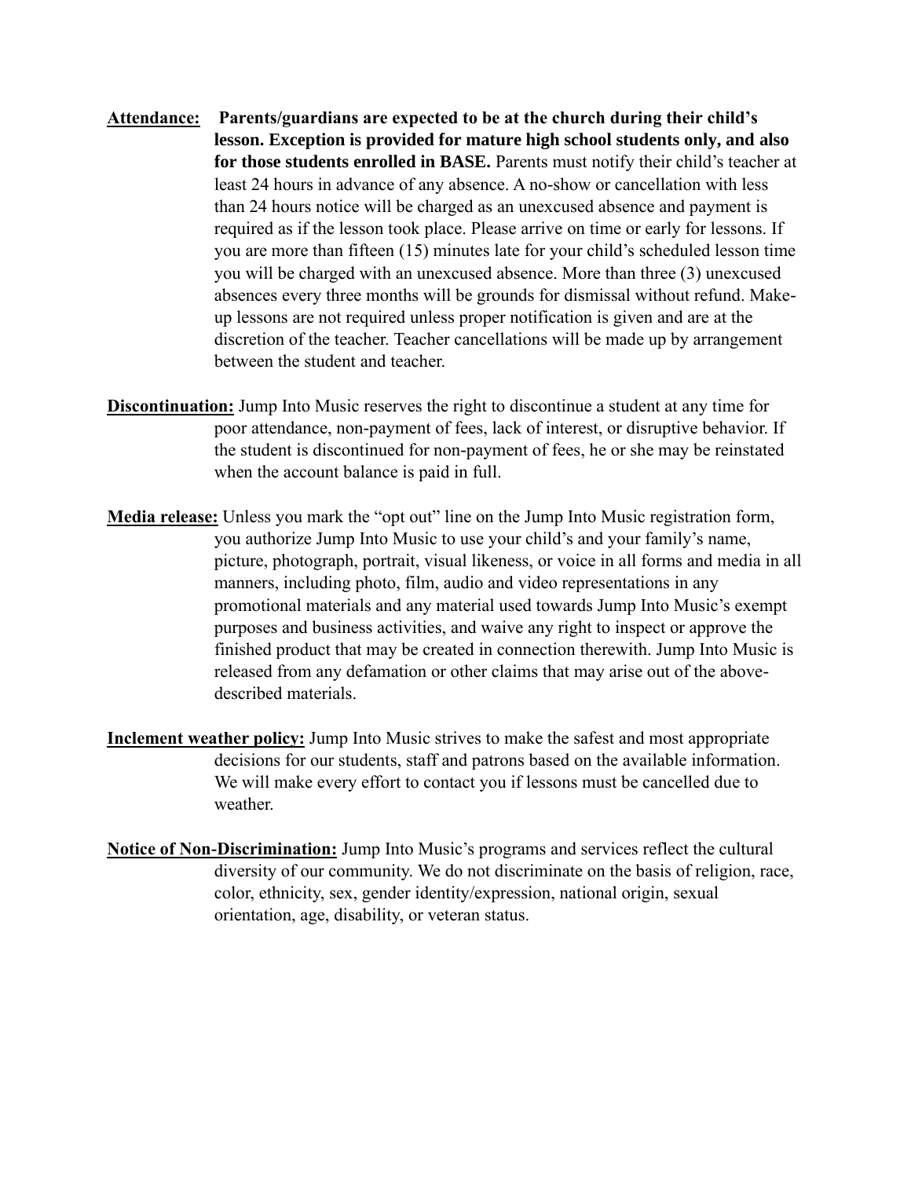**Attendance:** **Parents/guardians are expected to be at the church during their child's lesson. Exception is provided for mature high school students only, and also for those students enrolled in BASE.** Parents must notify their child's teacher at least 24 hours in advance of any absence. A no-show or cancellation with less than 24 hours notice will be charged as an unexcused absence and payment is required as if the lesson took place. Please arrive on time or early for lessons. If you are more than fifteen (15) minutes late for your child's scheduled lesson time you will be charged with an unexcused absence. More than three (3) unexcused absences every three months will be grounds for dismissal without refund. Make-up lessons are not required unless proper notification is given and are at the discretion of the teacher. Teacher cancellations will be made up by arrangement between the student and teacher.

**Discontinuation:** Jump Into Music reserves the right to discontinue a student at any time for poor attendance, non-payment of fees, lack of interest, or disruptive behavior. If the student is discontinued for non-payment of fees, he or she may be reinstated when the account balance is paid in full.

**Media release:** Unless you mark the "opt out" line on the Jump Into Music registration form, you authorize Jump Into Music to use your child's and your family's name, picture, photograph, portrait, visual likeness, or voice in all forms and media in all manners, including photo, film, audio and video representations in any promotional materials and any material used towards Jump Into Music's exempt purposes and business activities, and waive any right to inspect or approve the finished product that may be created in connection therewith. Jump Into Music is released from any defamation or other claims that may arise out of the above-described materials.

**Inclement weather policy:** Jump Into Music strives to make the safest and most appropriate decisions for our students, staff and patrons based on the available information. We will make every effort to contact you if lessons must be cancelled due to weather.

**Notice of Non-Discrimination:** Jump Into Music's programs and services reflect the cultural diversity of our community. We do not discriminate on the basis of religion, race, color, ethnicity, sex, gender identity/expression, national origin, sexual orientation, age, disability, or veteran status.